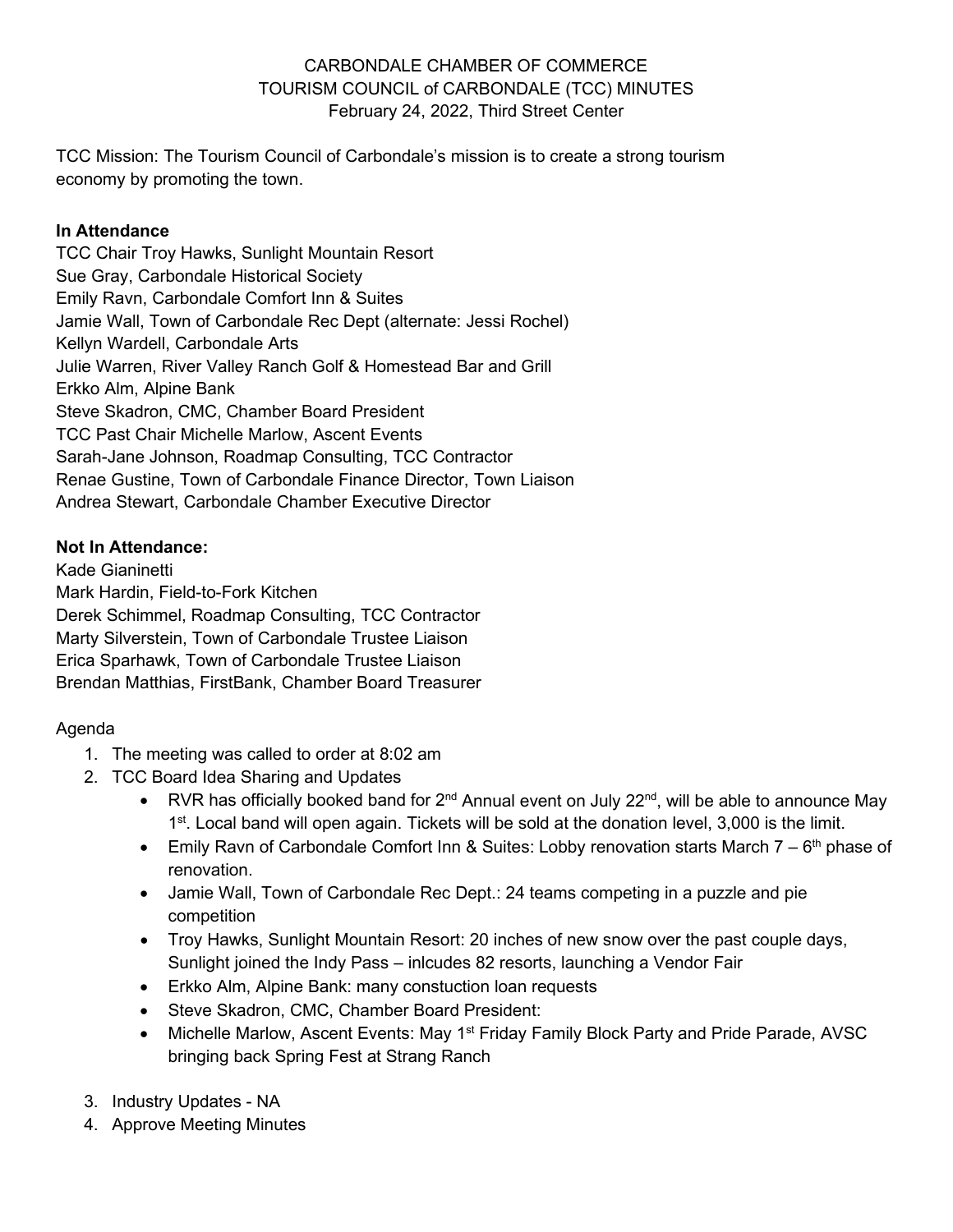CARBONDALE CHAMBER OF COMMERCE
TOURISM COUNCIL of CARBONDALE (TCC) MINUTES
February 24, 2022, Third Street Center

TCC Mission: The Tourism Council of Carbondale's mission is to create a strong tourism economy by promoting the town.

**In Attendance**
TCC Chair Troy Hawks, Sunlight Mountain Resort
Sue Gray, Carbondale Historical Society
Emily Ravn, Carbondale Comfort Inn & Suites
Jamie Wall, Town of Carbondale Rec Dept (alternate: Jessi Rochel)
Kellyn Wardell, Carbondale Arts
Julie Warren, River Valley Ranch Golf & Homestead Bar and Grill
Erkko Alm, Alpine Bank
Steve Skadron, CMC, Chamber Board President
TCC Past Chair Michelle Marlow, Ascent Events
Sarah-Jane Johnson, Roadmap Consulting, TCC Contractor
Renae Gustine, Town of Carbondale Finance Director, Town Liaison
Andrea Stewart, Carbondale Chamber Executive Director

**Not In Attendance:**
Kade Gianinetti
Mark Hardin, Field-to-Fork Kitchen
Derek Schimmel, Roadmap Consulting, TCC Contractor
Marty Silverstein, Town of Carbondale Trustee Liaison
Erica Sparhawk, Town of Carbondale Trustee Liaison
Brendan Matthias, FirstBank, Chamber Board Treasurer

Agenda

1. The meeting was called to order at 8:02 am
2. TCC Board Idea Sharing and Updates
   - RVR has officially booked band for 2nd Annual event on July 22nd, will be able to announce May 1st. Local band will open again. Tickets will be sold at the donation level, 3,000 is the limit.
   - Emily Ravn of Carbondale Comfort Inn & Suites: Lobby renovation starts March 7 – 6th phase of renovation.
   - Jamie Wall, Town of Carbondale Rec Dept.: 24 teams competing in a puzzle and pie competition
   - Troy Hawks, Sunlight Mountain Resort: 20 inches of new snow over the past couple days, Sunlight joined the Indy Pass – inlcudes 82 resorts, launching a Vendor Fair
   - Erkko Alm, Alpine Bank: many constuction loan requests
   - Steve Skadron, CMC, Chamber Board President:
   - Michelle Marlow, Ascent Events: May 1st Friday Family Block Party and Pride Parade, AVSC bringing back Spring Fest at Strang Ranch
3. Industry Updates - NA
4. Approve Meeting Minutes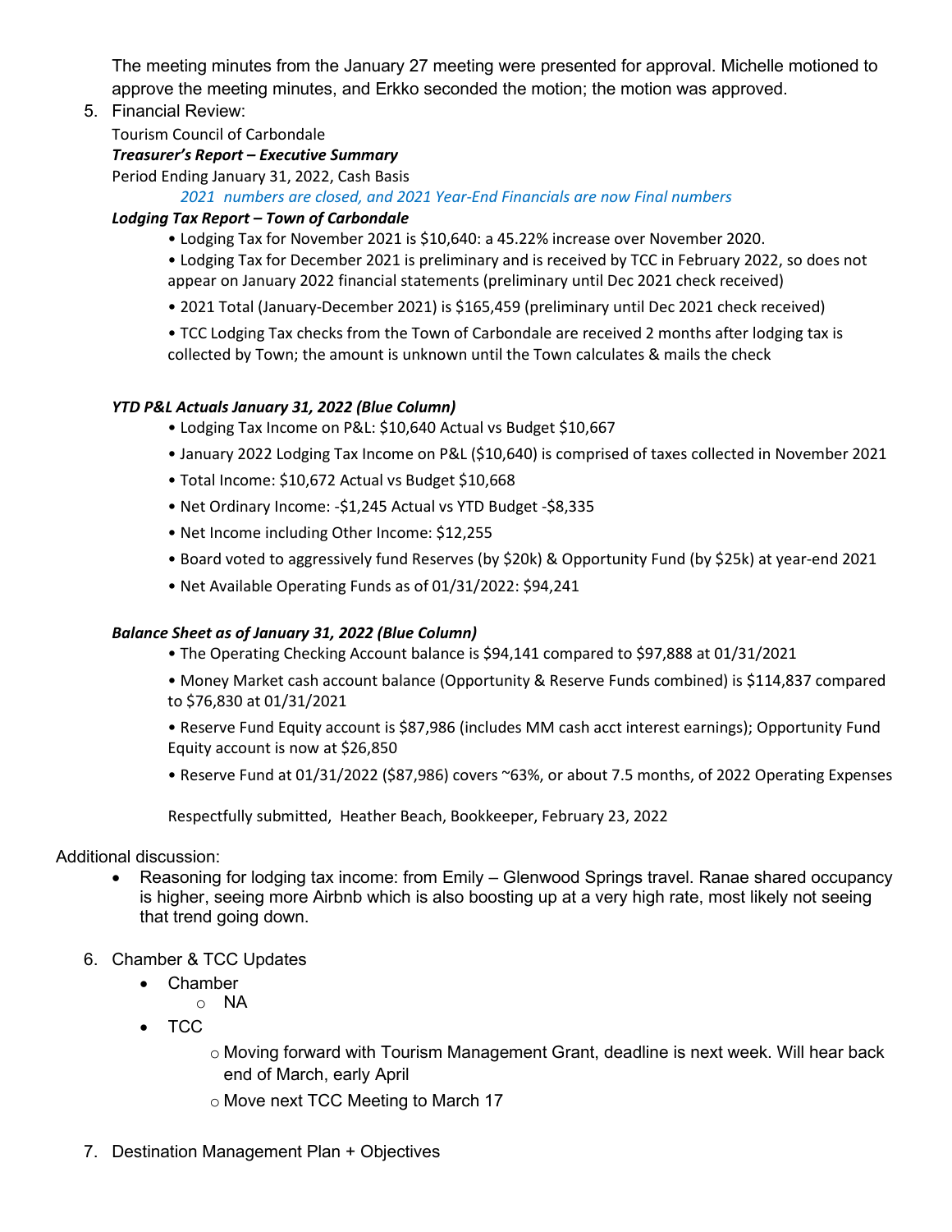The meeting minutes from the January 27 meeting were presented for approval. Michelle motioned to approve the meeting minutes, and Erkko seconded the motion; the motion was approved.

5. Financial Review:

Tourism Council of Carbondale

***Treasurer's Report – Executive Summary***

Period Ending January 31, 2022, Cash Basis

*2021 numbers are closed, and 2021 Year-End Financials are now Final numbers*

***Lodging Tax Report – Town of Carbondale***

- Lodging Tax for November 2021 is $10,640: a 45.22% increase over November 2020.
- Lodging Tax for December 2021 is preliminary and is received by TCC in February 2022, so does not appear on January 2022 financial statements (preliminary until Dec 2021 check received)
- 2021 Total (January-December 2021) is $165,459 (preliminary until Dec 2021 check received)
- TCC Lodging Tax checks from the Town of Carbondale are received 2 months after lodging tax is collected by Town; the amount is unknown until the Town calculates & mails the check

***YTD P&L Actuals January 31, 2022 (Blue Column)***

- Lodging Tax Income on P&L: $10,640 Actual vs Budget $10,667
- January 2022 Lodging Tax Income on P&L ($10,640) is comprised of taxes collected in November 2021
- Total Income: $10,672 Actual vs Budget $10,668
- Net Ordinary Income: -$1,245 Actual vs YTD Budget -$8,335
- Net Income including Other Income: $12,255
- Board voted to aggressively fund Reserves (by $20k) & Opportunity Fund (by $25k) at year-end 2021
- Net Available Operating Funds as of 01/31/2022: $94,241

***Balance Sheet as of January 31, 2022 (Blue Column)***

- The Operating Checking Account balance is $94,141 compared to $97,888 at 01/31/2021
- Money Market cash account balance (Opportunity & Reserve Funds combined) is $114,837 compared to $76,830 at 01/31/2021
- Reserve Fund Equity account is $87,986 (includes MM cash acct interest earnings); Opportunity Fund Equity account is now at $26,850
- Reserve Fund at 01/31/2022 ($87,986) covers ~63%, or about 7.5 months, of 2022 Operating Expenses

Respectfully submitted, Heather Beach, Bookkeeper, February 23, 2022

Additional discussion:

- Reasoning for lodging tax income: from Emily – Glenwood Springs travel. Ranae shared occupancy is higher, seeing more Airbnb which is also boosting up at a very high rate, most likely not seeing that trend going down.

6. Chamber & TCC Updates
   - Chamber
     - NA
   - TCC
     - Moving forward with Tourism Management Grant, deadline is next week. Will hear back end of March, early April
     - Move next TCC Meeting to March 17

7. Destination Management Plan + Objectives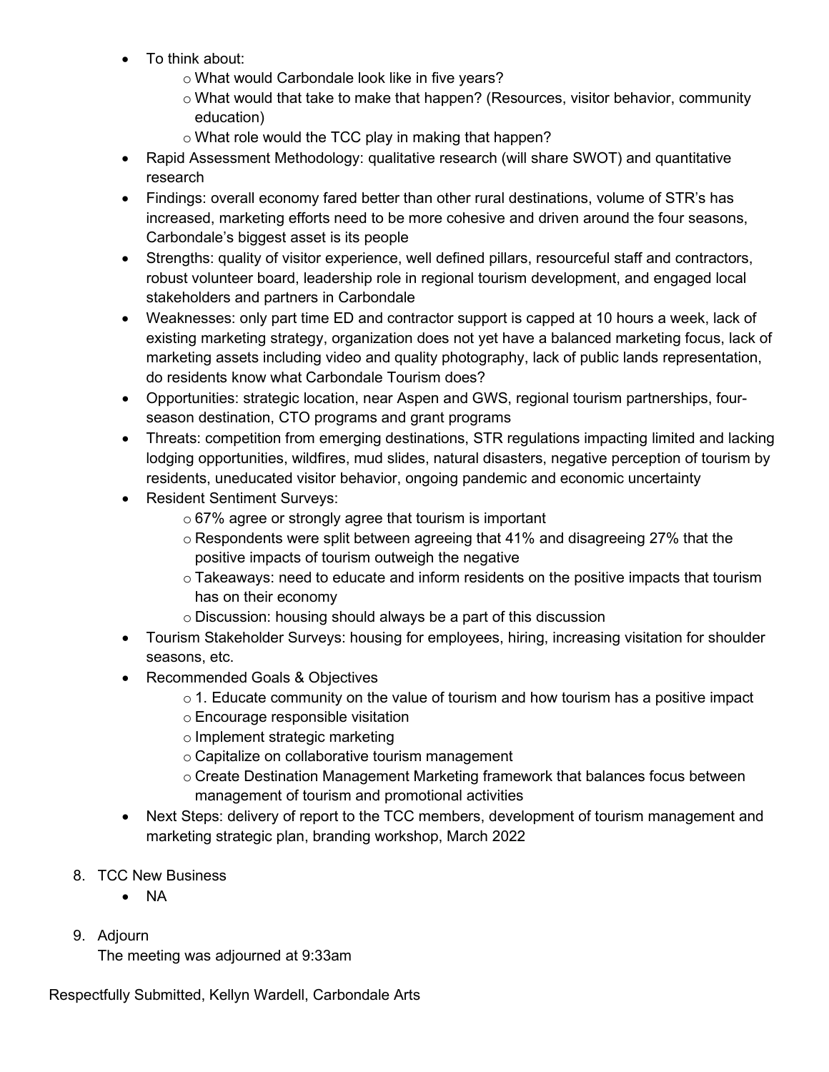- To think about:
  - What would Carbondale look like in five years?
  - What would that take to make that happen? (Resources, visitor behavior, community education)
  - What role would the TCC play in making that happen?
- Rapid Assessment Methodology: qualitative research (will share SWOT) and quantitative research
- Findings: overall economy fared better than other rural destinations, volume of STR's has increased, marketing efforts need to be more cohesive and driven around the four seasons, Carbondale's biggest asset is its people
- Strengths: quality of visitor experience, well defined pillars, resourceful staff and contractors, robust volunteer board, leadership role in regional tourism development, and engaged local stakeholders and partners in Carbondale
- Weaknesses: only part time ED and contractor support is capped at 10 hours a week, lack of existing marketing strategy, organization does not yet have a balanced marketing focus, lack of marketing assets including video and quality photography, lack of public lands representation, do residents know what Carbondale Tourism does?
- Opportunities: strategic location, near Aspen and GWS, regional tourism partnerships, four-season destination, CTO programs and grant programs
- Threats: competition from emerging destinations, STR regulations impacting limited and lacking lodging opportunities, wildfires, mud slides, natural disasters, negative perception of tourism by residents, uneducated visitor behavior, ongoing pandemic and economic uncertainty
- Resident Sentiment Surveys:
  - 67% agree or strongly agree that tourism is important
  - Respondents were split between agreeing that 41% and disagreeing 27% that the positive impacts of tourism outweigh the negative
  - Takeaways: need to educate and inform residents on the positive impacts that tourism has on their economy
  - Discussion: housing should always be a part of this discussion
- Tourism Stakeholder Surveys: housing for employees, hiring, increasing visitation for shoulder seasons, etc.
- Recommended Goals & Objectives
  - 1. Educate community on the value of tourism and how tourism has a positive impact
  - Encourage responsible visitation
  - Implement strategic marketing
  - Capitalize on collaborative tourism management
  - Create Destination Management Marketing framework that balances focus between management of tourism and promotional activities
- Next Steps: delivery of report to the TCC members, development of tourism management and marketing strategic plan, branding workshop, March 2022

8. TCC New Business
   - NA

9. Adjourn
   The meeting was adjourned at 9:33am

Respectfully Submitted, Kellyn Wardell, Carbondale Arts